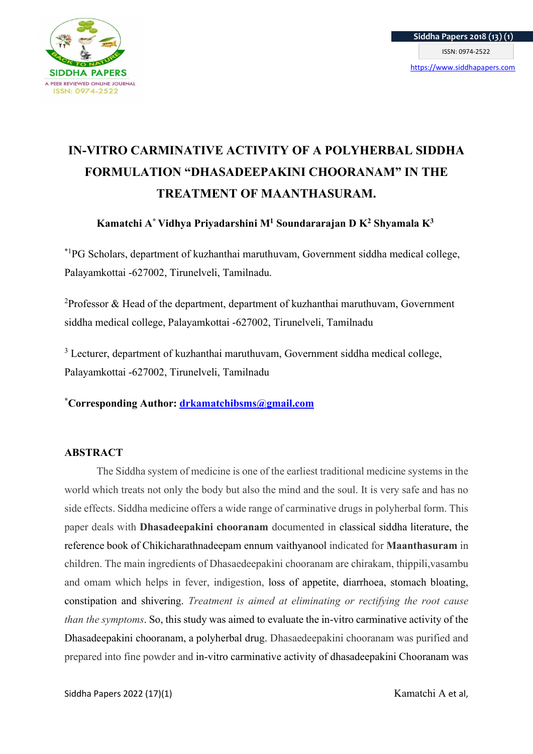# IN-VITRO CARMINATIVE ACTIVITY OF A POLYHERBAL SIDDHA FORMULATION "DHASADEEPAKINI CHOORANAM" IN THE TREATMENT OF MAANTHASURAM.

**Kamatchi A[*] Vidhya Priyadarshini M[1] Soundararajan D K[2] Shyamala K[3]**

[*1]PG Scholars, department of kuzhanthai maruthuvam, Government siddha medical college, Palayamkottai -627002, Tirunelveli, Tamilnadu.

[2]Professor & Head of the department, department of kuzhanthai maruthuvam, Government siddha medical college, Palayamkottai -627002, Tirunelveli, Tamilnadu

[3] Lecturer, department of kuzhanthai maruthuvam, Government siddha medical college, Palayamkottai -627002, Tirunelveli, Tamilnadu

**[*]Corresponding Author:** drkamatchibsms@gmail.com

## ABSTRACT

The Siddha system of medicine is one of the earliest traditional medicine systems in the world which treats not only the body but also the mind and the soul. It is very safe and has no side effects. Siddha medicine offers a wide range of carminative drugs in polyherbal form. This paper deals with **Dhasadeepakini chooranam** documented in classical siddha literature, the reference book of Chikicharathnadeepam ennum vaithyanool indicated for **Maanthasuram** in children. The main ingredients of Dhasaedeepakini chooranam are chirakam, thippili,vasambu and omam which helps in fever, indigestion, loss of appetite, diarrhoea, stomach bloating, constipation and shivering. *Treatment is aimed at eliminating or rectifying the root cause than the symptoms*. So, this study was aimed to evaluate the in-vitro carminative activity of the Dhasadeepakini chooranam, a polyherbal drug. Dhasaedeepakini chooranam was purified and prepared into fine powder and in-vitro carminative activity of dhasadeepakini Chooranam was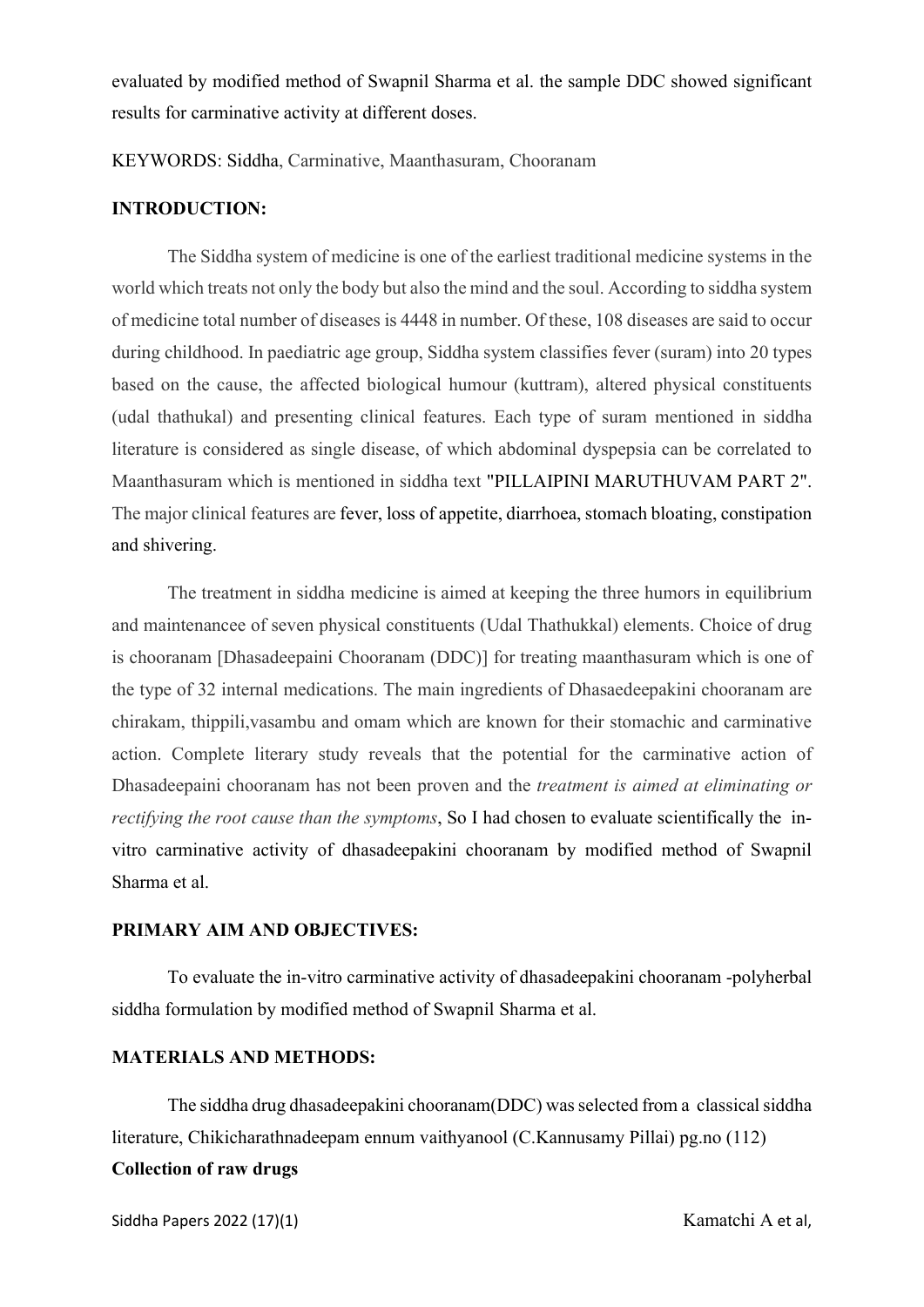evaluated by modified method of Swapnil Sharma et al. the sample DDC showed significant results for carminative activity at different doses.

KEYWORDS: Siddha, Carminative, Maanthasuram, Chooranam

## INTRODUCTION:

The Siddha system of medicine is one of the earliest traditional medicine systems in the world which treats not only the body but also the mind and the soul. According to siddha system of medicine total number of diseases is 4448 in number. Of these, 108 diseases are said to occur during childhood. In paediatric age group, Siddha system classifies fever (suram) into 20 types based on the cause, the affected biological humour (kuttram), altered physical constituents (udal thathukal) and presenting clinical features. Each type of suram mentioned in siddha literature is considered as single disease, of which abdominal dyspepsia can be correlated to Maanthasuram which is mentioned in siddha text "PILLAIPINI MARUTHUVAM PART 2". The major clinical features are fever, loss of appetite, diarrhoea, stomach bloating, constipation and shivering.

The treatment in siddha medicine is aimed at keeping the three humors in equilibrium and maintenancee of seven physical constituents (Udal Thathukkal) elements. Choice of drug is chooranam [Dhasadeepaini Chooranam (DDC)] for treating maanthasuram which is one of the type of 32 internal medications. The main ingredients of Dhasaedeepakini chooranam are chirakam, thippili,vasambu and omam which are known for their stomachic and carminative action. Complete literary study reveals that the potential for the carminative action of Dhasadeepaini chooranam has not been proven and the *treatment is aimed at eliminating or rectifying the root cause than the symptoms*, So I had chosen to evaluate scientifically the in-vitro carminative activity of dhasadeepakini chooranam by modified method of Swapnil Sharma et al.

## PRIMARY AIM AND OBJECTIVES:

To evaluate the in-vitro carminative activity of dhasadeepakini chooranam -polyherbal siddha formulation by modified method of Swapnil Sharma et al.

## MATERIALS AND METHODS:

The siddha drug dhasadeepakini chooranam(DDC) was selected from a classical siddha literature, Chikicharathnadeepam ennum vaithyanool (C.Kannusamy Pillai) pg.no (112)

**Collection of raw drugs**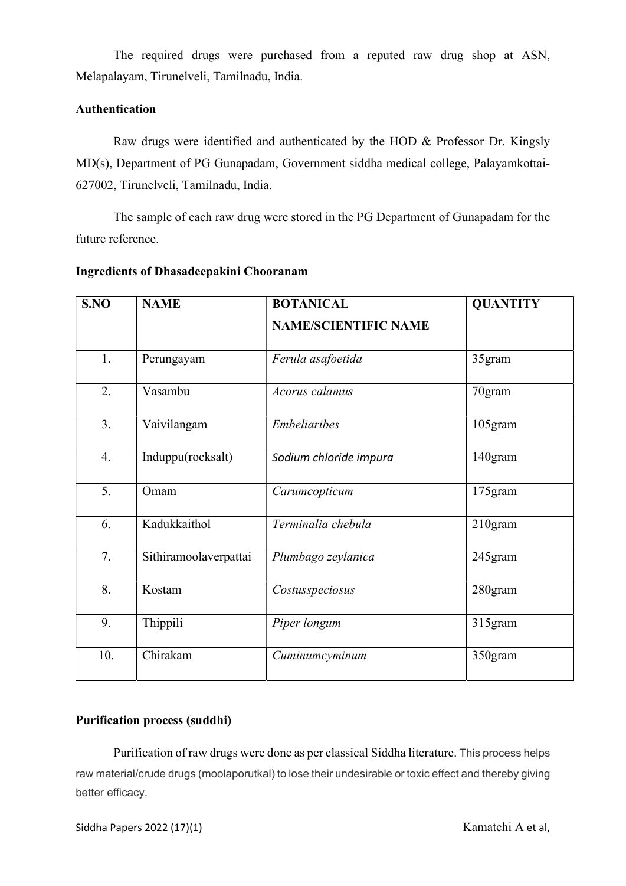The required drugs were purchased from a reputed raw drug shop at ASN, Melapalayam, Tirunelveli, Tamilnadu, India.

**Authentication**

Raw drugs were identified and authenticated by the HOD & Professor Dr. Kingsly MD(s), Department of PG Gunapadam, Government siddha medical college, Palayamkottai-627002, Tirunelveli, Tamilnadu, India.

The sample of each raw drug were stored in the PG Department of Gunapadam for the future reference.

**Ingredients of Dhasadeepakini Chooranam**

| S.NO | NAME | BOTANICAL NAME/SCIENTIFIC NAME | QUANTITY |
|---|---|---|---|
| 1. | Perungayam | *Ferula asafoetida* | 35gram |
| 2. | Vasambu | *Acorus calamus* | 70gram |
| 3. | Vaivilangam | *Embeliaribes* | 105gram |
| 4. | Induppu(rocksalt) | *Sodium chloride impura* | 140gram |
| 5. | Omam | *Carumcopticum* | 175gram |
| 6. | Kadukkaithol | *Terminalia chebula* | 210gram |
| 7. | Sithiramoolaverpattai | *Plumbago zeylanica* | 245gram |
| 8. | Kostam | *Costusspeciosus* | 280gram |
| 9. | Thippili | *Piper longum* | 315gram |
| 10. | Chirakam | *Cuminumcyminum* | 350gram |

**Purification process (suddhi)**

Purification of raw drugs were done as per classical Siddha literature. This process helps raw material/crude drugs (moolaporutkal) to lose their undesirable or toxic effect and thereby giving better efficacy.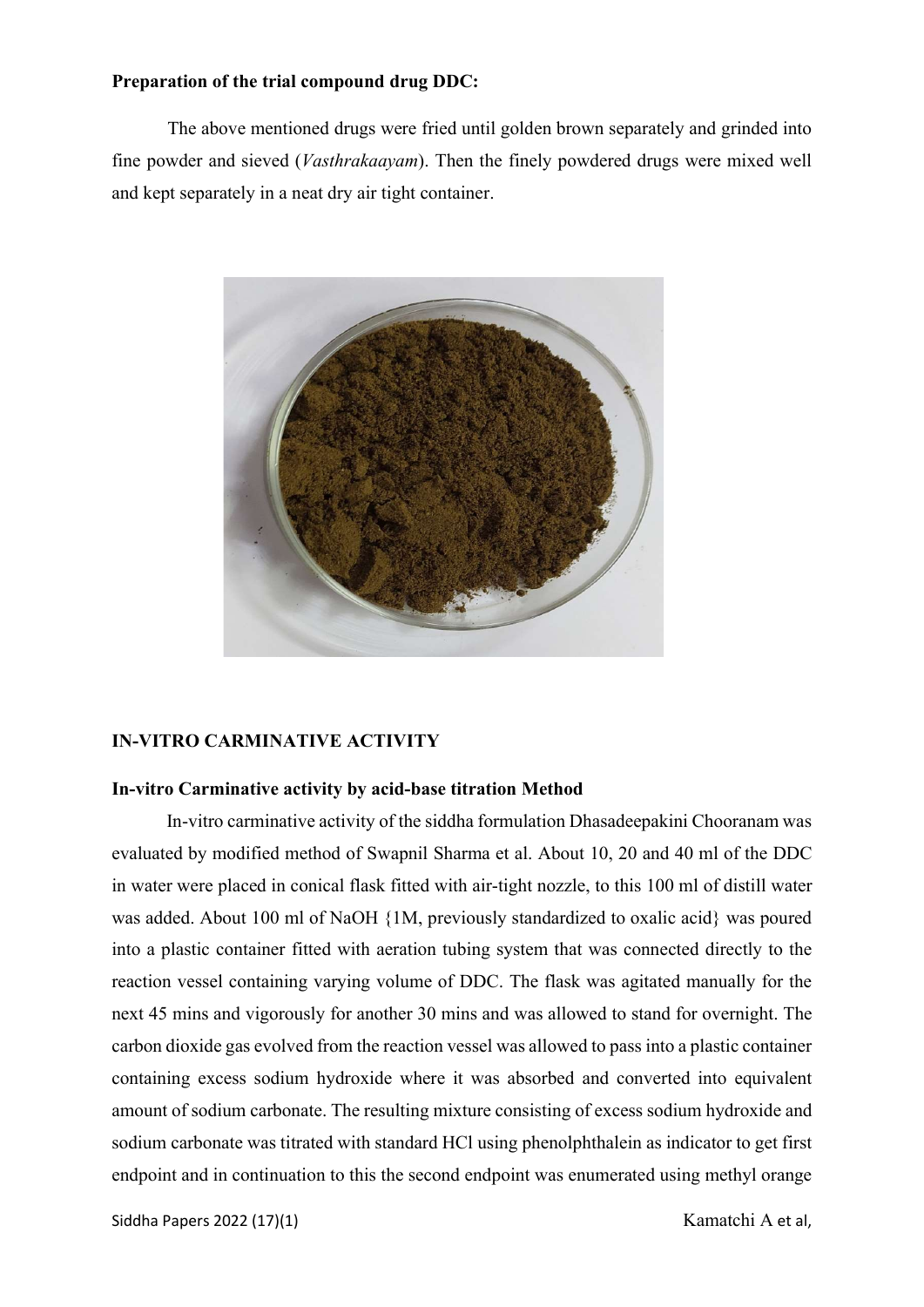**Preparation of the trial compound drug DDC:**

The above mentioned drugs were fried until golden brown separately and grinded into fine powder and sieved (*Vasthrakaayam*). Then the finely powdered drugs were mixed well and kept separately in a neat dry air tight container.

## IN-VITRO CARMINATIVE ACTIVITY

**In-vitro Carminative activity by acid-base titration Method**

In-vitro carminative activity of the siddha formulation Dhasadeepakini Chooranam was evaluated by modified method of Swapnil Sharma et al. About 10, 20 and 40 ml of the DDC in water were placed in conical flask fitted with air-tight nozzle, to this 100 ml of distill water was added. About 100 ml of NaOH {1M, previously standardized to oxalic acid} was poured into a plastic container fitted with aeration tubing system that was connected directly to the reaction vessel containing varying volume of DDC. The flask was agitated manually for the next 45 mins and vigorously for another 30 mins and was allowed to stand for overnight. The carbon dioxide gas evolved from the reaction vessel was allowed to pass into a plastic container containing excess sodium hydroxide where it was absorbed and converted into equivalent amount of sodium carbonate. The resulting mixture consisting of excess sodium hydroxide and sodium carbonate was titrated with standard HCl using phenolphthalein as indicator to get first endpoint and in continuation to this the second endpoint was enumerated using methyl orange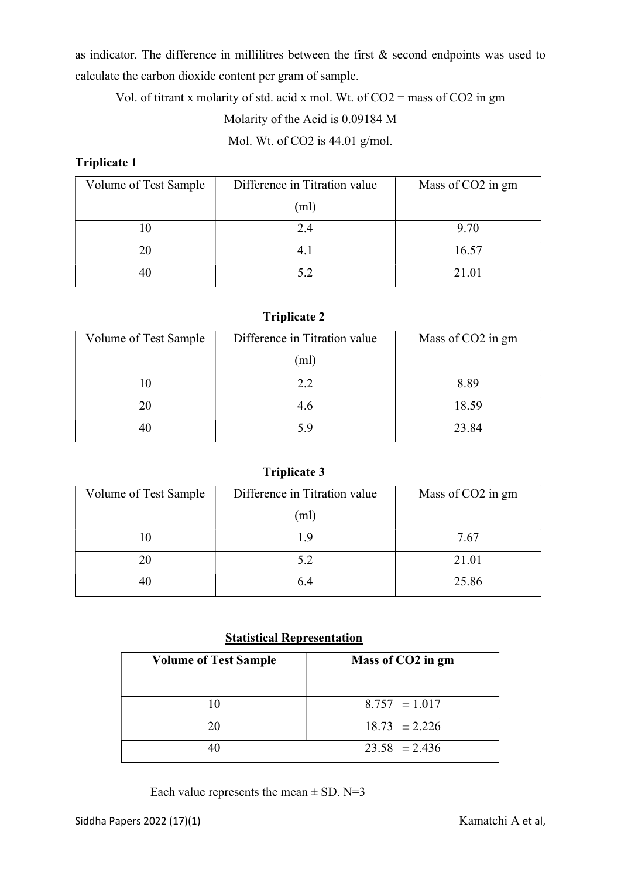as indicator. The difference in millilitres between the first & second endpoints was used to calculate the carbon dioxide content per gram of sample.

Vol. of titrant x molarity of std. acid x mol. Wt. of $CO_2$ = mass of $CO_2$ in gm

Molarity of the Acid is 0.09184 M

Mol. Wt. of $CO_2$ is 44.01 g/mol.

**Triplicate 1**

| Volume of Test Sample | Difference in Titration value (ml) | Mass of $CO_2$ in gm |
|---|---|---|
| 10 | 2.4 | 9.70 |
| 20 | 4.1 | 16.57 |
| 40 | 5.2 | 21.01 |

**Triplicate 2**

| Volume of Test Sample | Difference in Titration value (ml) | Mass of $CO_2$ in gm |
|---|---|---|
| 10 | 2.2 | 8.89 |
| 20 | 4.6 | 18.59 |
| 40 | 5.9 | 23.84 |

**Triplicate 3**

| Volume of Test Sample | Difference in Titration value (ml) | Mass of $CO_2$ in gm |
|---|---|---|
| 10 | 1.9 | 7.67 |
| 20 | 5.2 | 21.01 |
| 40 | 6.4 | 25.86 |

**Statistical Representation**

| **Volume of Test Sample** | **Mass of $CO_2$ in gm** |
|---|---|
| 10 | 8.757 ± 1.017 |
| 20 | 18.73 ± 2.226 |
| 40 | 23.58 ± 2.436 |

Each value represents the mean ± SD. N=3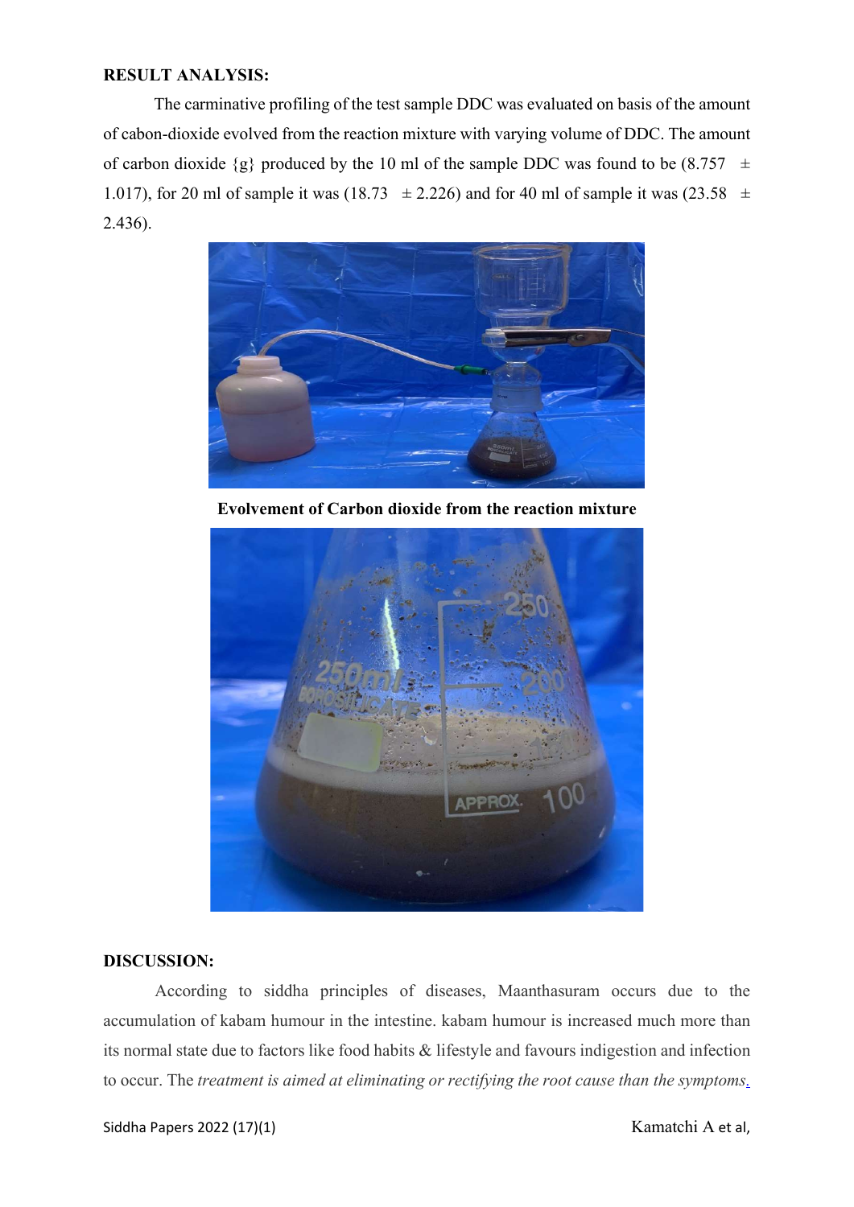**RESULT ANALYSIS:**

The carminative profiling of the test sample DDC was evaluated on basis of the amount of cabon-dioxide evolved from the reaction mixture with varying volume of DDC. The amount of carbon dioxide {g} produced by the 10 ml of the sample DDC was found to be (8.757 ± 1.017), for 20 ml of sample it was (18.73 ± 2.226) and for 40 ml of sample it was (23.58 ± 2.436).

**Evolvement of Carbon dioxide from the reaction mixture**

**DISCUSSION:**

According to siddha principles of diseases, Maanthasuram occurs due to the accumulation of kabam humour in the intestine. kabam humour is increased much more than its normal state due to factors like food habits & lifestyle and favours indigestion and infection to occur. The *treatment is aimed at eliminating or rectifying the root cause than the symptoms.*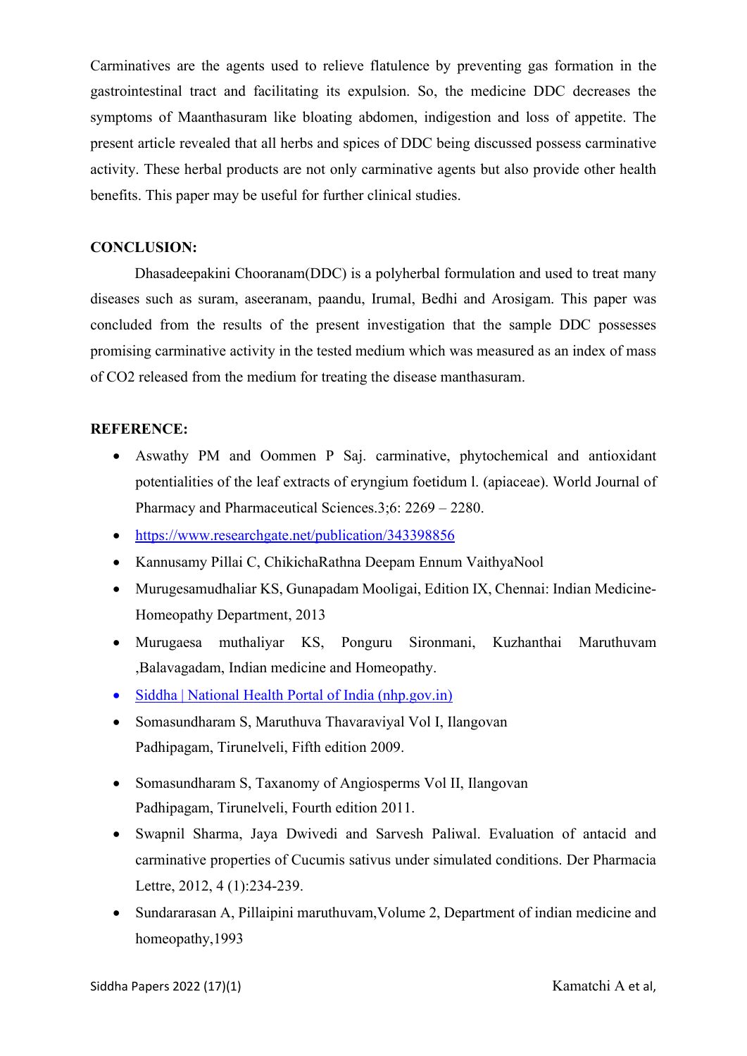Carminatives are the agents used to relieve flatulence by preventing gas formation in the gastrointestinal tract and facilitating its expulsion. So, the medicine DDC decreases the symptoms of Maanthasuram like bloating abdomen, indigestion and loss of appetite. The present article revealed that all herbs and spices of DDC being discussed possess carminative activity. These herbal products are not only carminative agents but also provide other health benefits. This paper may be useful for further clinical studies.

## CONCLUSION:

Dhasadeepakini Chooranam(DDC) is a polyherbal formulation and used to treat many diseases such as suram, aseeranam, paandu, Irumal, Bedhi and Arosigam. This paper was concluded from the results of the present investigation that the sample DDC possesses promising carminative activity in the tested medium which was measured as an index of mass of $CO_2$ released from the medium for treating the disease manthasuram.

## REFERENCE:

- Aswathy PM and Oommen P Saj. carminative, phytochemical and antioxidant potentialities of the leaf extracts of eryngium foetidum l. (apiaceae). World Journal of Pharmacy and Pharmaceutical Sciences.3;6: 2269 – 2280.
- https://www.researchgate.net/publication/343398856
- Kannusamy Pillai C, ChikichaRathna Deepam Ennum VaithyaNool
- Murugesamudhaliar KS, Gunapadam Mooligai, Edition IX, Chennai: Indian Medicine-Homeopathy Department, 2013
- Murugaesa muthaliyar KS, Ponguru Sironmani, Kuzhanthai Maruthuvam ,Balavagadam, Indian medicine and Homeopathy.
- Siddha | National Health Portal of India (nhp.gov.in)
- Somasundharam S, Maruthuva Thavaraviyal Vol I, Ilangovan Padhipagam, Tirunelveli, Fifth edition 2009.
- Somasundharam S, Taxanomy of Angiosperms Vol II, Ilangovan Padhipagam, Tirunelveli, Fourth edition 2011.
- Swapnil Sharma, Jaya Dwivedi and Sarvesh Paliwal. Evaluation of antacid and carminative properties of Cucumis sativus under simulated conditions. Der Pharmacia Lettre, 2012, 4 (1):234-239.
- Sundararasan A, Pillaipini maruthuvam,Volume 2, Department of indian medicine and homeopathy,1993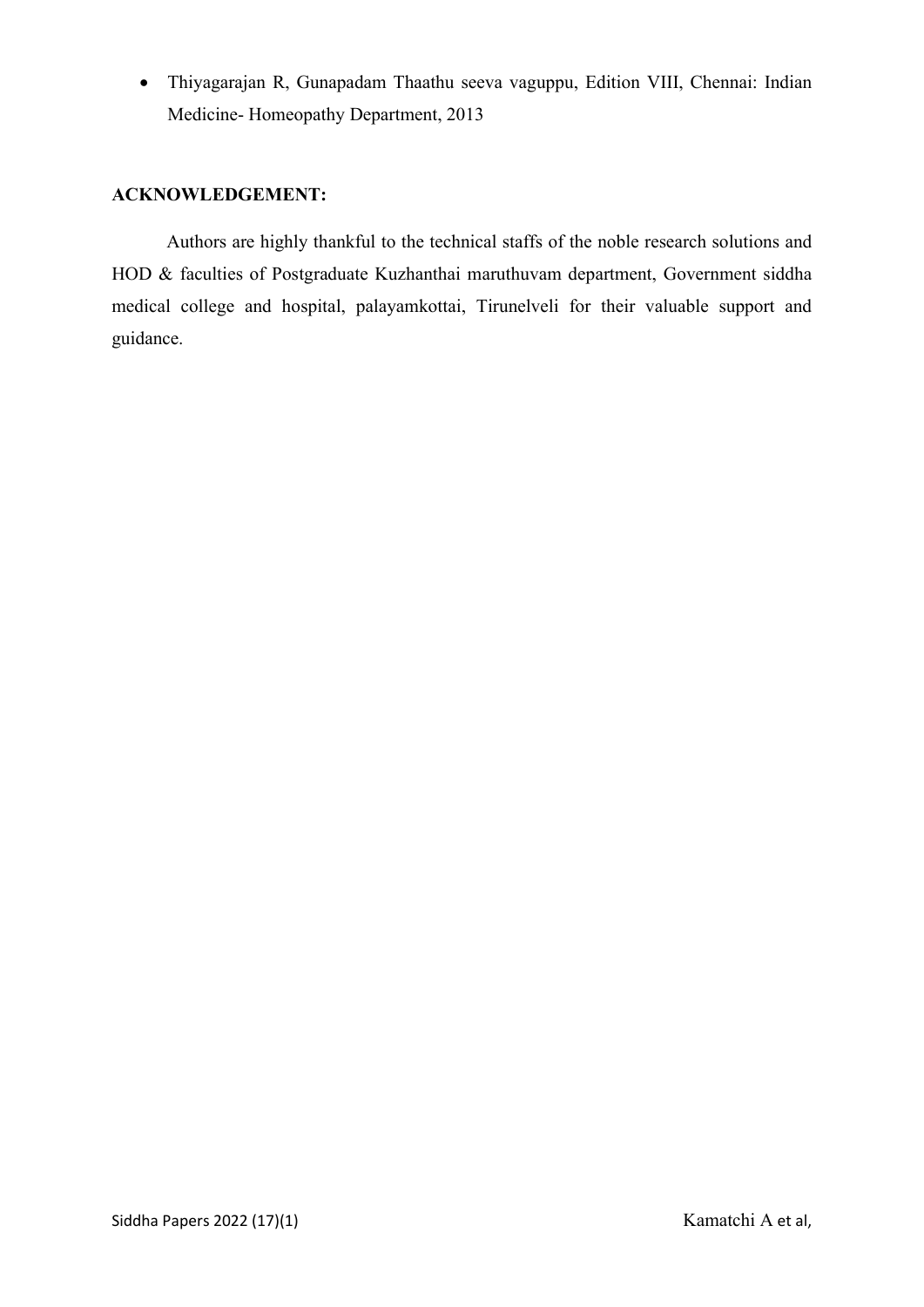- Thiyagarajan R, Gunapadam Thaathu seeva vaguppu, Edition VIII, Chennai: Indian Medicine- Homeopathy Department, 2013

**ACKNOWLEDGEMENT:**

Authors are highly thankful to the technical staffs of the noble research solutions and HOD & faculties of Postgraduate Kuzhanthai maruthuvam department, Government siddha medical college and hospital, palayamkottai, Tirunelveli for their valuable support and guidance.